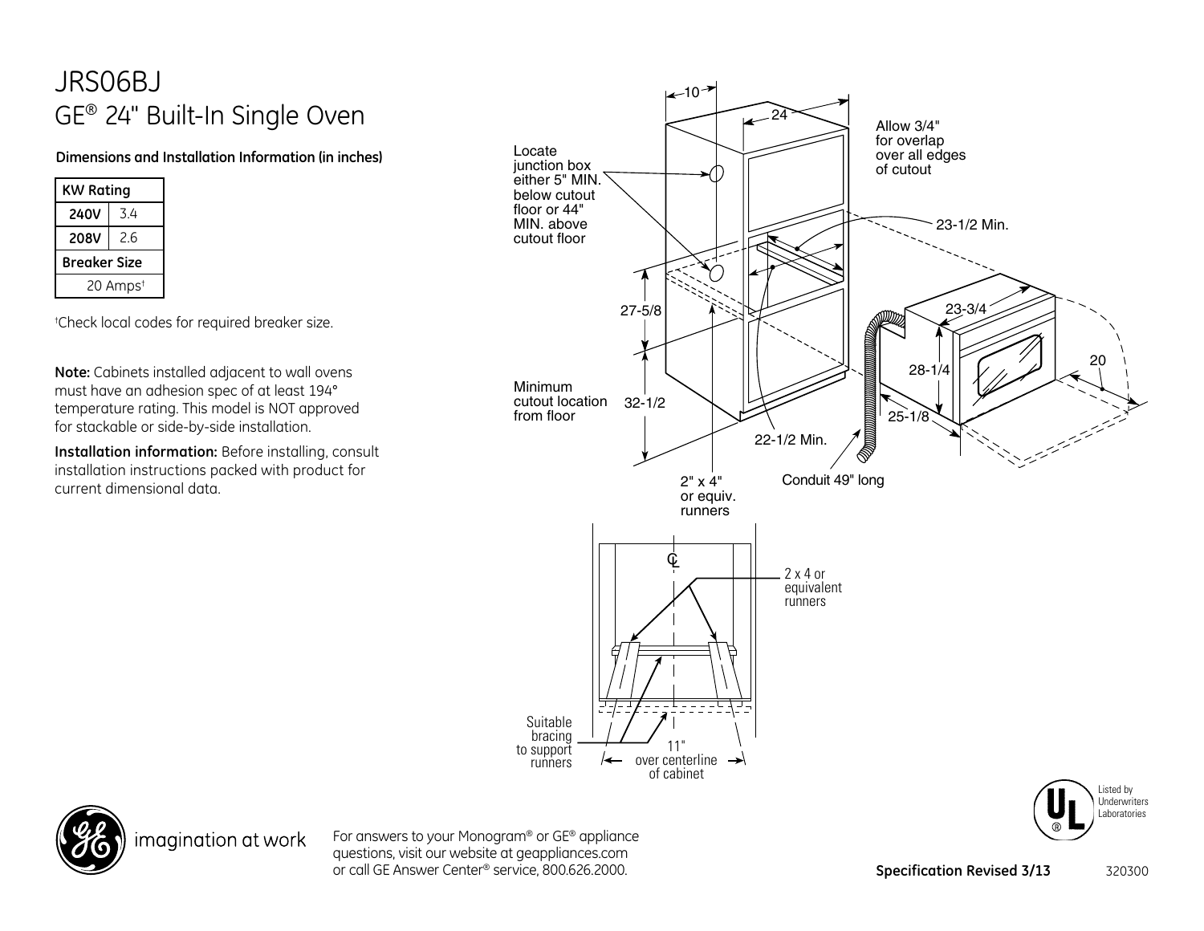# JRS06BJ
## GE® 24" Built-In Single Oven

**Dimensions and Installation Information (in inches)**

| KW Rating | |
|---|---|
| **240V** | 3.4 |
| **208V** | 2.6 |
| **Breaker Size** | |
| 20 Amps† | |

†Check local codes for required breaker size.

**Note:** Cabinets installed adjacent to wall ovens must have an adhesion spec of at least 194° temperature rating. This model is NOT approved for stackable or side-by-side installation.

**Installation information:** Before installing, consult installation instructions packed with product for current dimensional data.

10

24

Allow 3/4" for overlap over all edges of cutout

Locate junction box either 5" MIN. below cutout floor or 44" MIN. above cutout floor

23-1/2 Min.

27-5/8

23-3/4

28-1/4

20

Minimum cutout location from floor

32-1/2

25-1/8

22-1/2 Min.

2" x 4" or equiv. runners

Conduit 49" long

℄

2 x 4 or equivalent runners

Suitable bracing to support runners

11" over centerline of cabinet

For answers to your Monogram® or GE® appliance questions, visit our website at geappliances.com or call GE Answer Center® service, 800.626.2000.

Listed by Underwriters Laboratories

**Specification Revised 3/13** 320300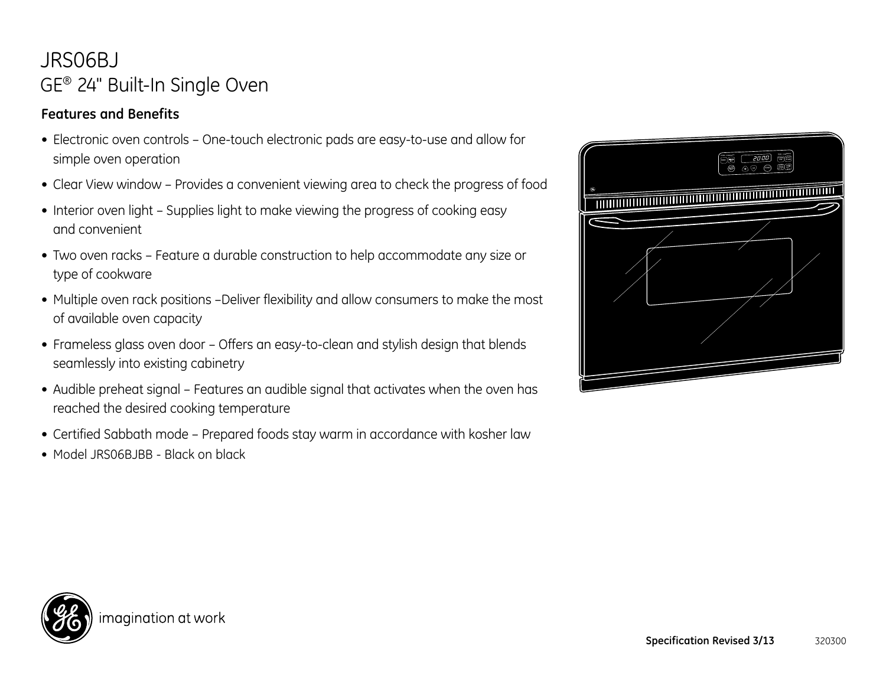# JRS06BJ

## GE® 24" Built-In Single Oven

### Features and Benefits

- Electronic oven controls – One-touch electronic pads are easy-to-use and allow for simple oven operation
- Clear View window – Provides a convenient viewing area to check the progress of food
- Interior oven light – Supplies light to make viewing the progress of cooking easy and convenient
- Two oven racks – Feature a durable construction to help accommodate any size or type of cookware
- Multiple oven rack positions –Deliver flexibility and allow consumers to make the most of available oven capacity
- Frameless glass oven door – Offers an easy-to-clean and stylish design that blends seamlessly into existing cabinetry
- Audible preheat signal – Features an audible signal that activates when the oven has reached the desired cooking temperature
- Certified Sabbath mode – Prepared foods stay warm in accordance with kosher law
- Model JRS06BJBB - Black on black

imagination at work

**Specification Revised 3/13** 320300